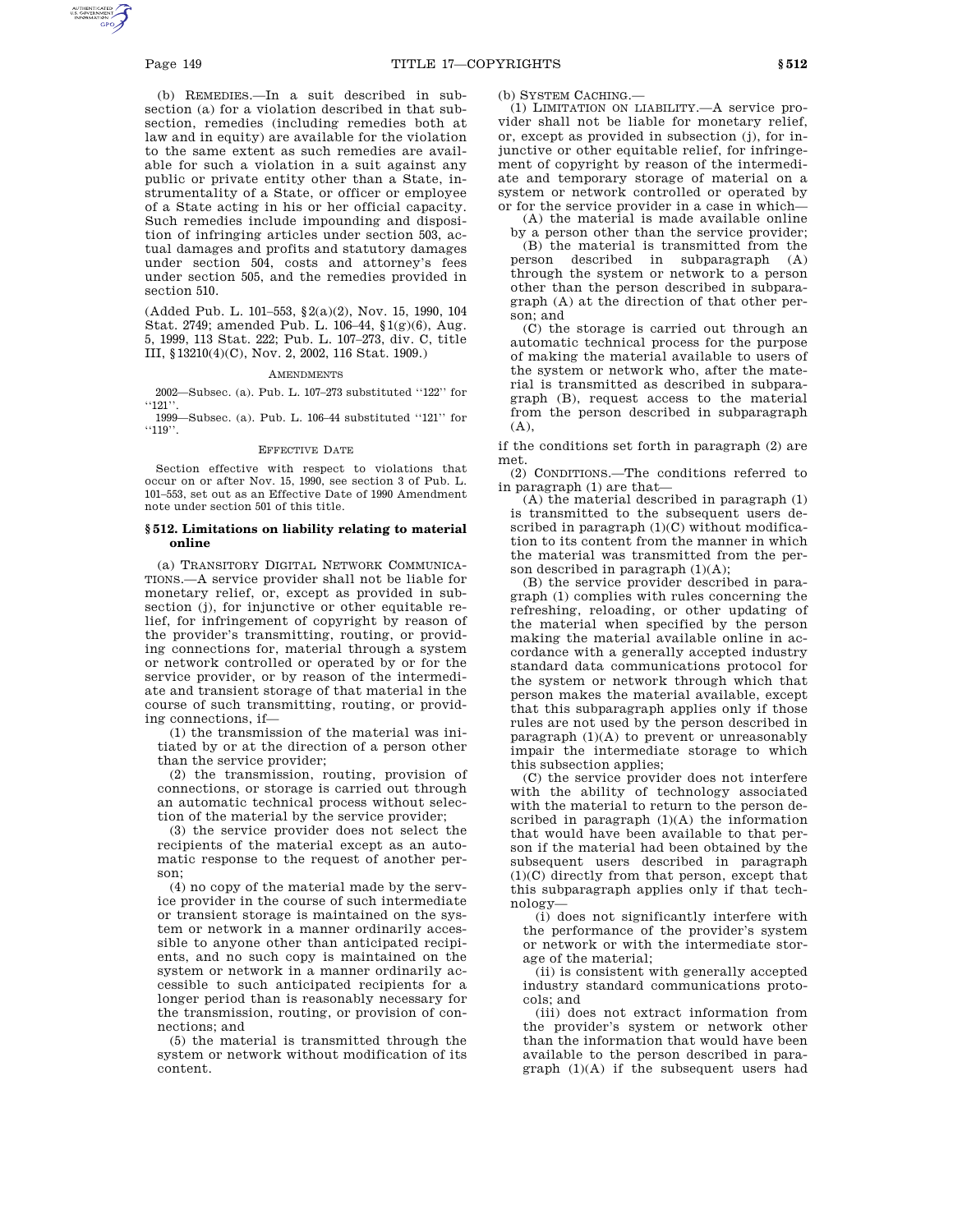(b) REMEDIES.—In a suit described in subsection (a) for a violation described in that subsection, remedies (including remedies both at law and in equity) are available for the violation to the same extent as such remedies are available for such a violation in a suit against any public or private entity other than a State, instrumentality of a State, or officer or employee of a State acting in his or her official capacity. Such remedies include impounding and disposition of infringing articles under section 503, actual damages and profits and statutory damages under section 504, costs and attorney's fees under section 505, and the remedies provided in section 510.

(Added Pub. L. 101–553, §2(a)(2), Nov. 15, 1990, 104 Stat. 2749; amended Pub. L. 106–44, §1(g)(6), Aug. 5, 1999, 113 Stat. 222; Pub. L. 107–273, div. C, title III, §13210(4)(C), Nov. 2, 2002, 116 Stat. 1909.)

AMENDMENTS

2002—Subsec. (a). Pub. L. 107–273 substituted ''122'' for ''121''.

1999—Subsec. (a). Pub. L. 106–44 substituted ''121'' for ''119''.

EFFECTIVE DATE

Section effective with respect to violations that occur on or after Nov. 15, 1990, see section 3 of Pub. L. 101–553, set out as an Effective Date of 1990 Amendment note under section 501 of this title.

### §512. Limitations on liability relating to material online

(a) TRANSITORY DIGITAL NETWORK COMMUNICATIONS.—A service provider shall not be liable for monetary relief, or, except as provided in subsection (j), for injunctive or other equitable relief, for infringement of copyright by reason of the provider's transmitting, routing, or providing connections for, material through a system or network controlled or operated by or for the service provider, or by reason of the intermediate and transient storage of that material in the course of such transmitting, routing, or providing connections, if—

(1) the transmission of the material was initiated by or at the direction of a person other than the service provider;

(2) the transmission, routing, provision of connections, or storage is carried out through an automatic technical process without selection of the material by the service provider;

(3) the service provider does not select the recipients of the material except as an automatic response to the request of another person;

(4) no copy of the material made by the service provider in the course of such intermediate or transient storage is maintained on the system or network in a manner ordinarily accessible to anyone other than anticipated recipients, and no such copy is maintained on the system or network in a manner ordinarily accessible to such anticipated recipients for a longer period than is reasonably necessary for the transmission, routing, or provision of connections; and

(5) the material is transmitted through the system or network without modification of its content.

(b) SYSTEM CACHING.—

(1) LIMITATION ON LIABILITY.—A service provider shall not be liable for monetary relief, or, except as provided in subsection (j), for injunctive or other equitable relief, for infringement of copyright by reason of the intermediate and temporary storage of material on a system or network controlled or operated by or for the service provider in a case in which—

(A) the material is made available online by a person other than the service provider;

(B) the material is transmitted from the person described in subparagraph (A) through the system or network to a person other than the person described in subparagraph (A) at the direction of that other person; and

(C) the storage is carried out through an automatic technical process for the purpose of making the material available to users of the system or network who, after the material is transmitted as described in subparagraph (B), request access to the material from the person described in subparagraph (A),

if the conditions set forth in paragraph (2) are met.

(2) CONDITIONS.—The conditions referred to in paragraph (1) are that—

(A) the material described in paragraph (1) is transmitted to the subsequent users described in paragraph (1)(C) without modification to its content from the manner in which the material was transmitted from the person described in paragraph (1)(A);

(B) the service provider described in paragraph (1) complies with rules concerning the refreshing, reloading, or other updating of the material when specified by the person making the material available online in accordance with a generally accepted industry standard data communications protocol for the system or network through which that person makes the material available, except that this subparagraph applies only if those rules are not used by the person described in paragraph (1)(A) to prevent or unreasonably impair the intermediate storage to which this subsection applies;

(C) the service provider does not interfere with the ability of technology associated with the material to return to the person described in paragraph (1)(A) the information that would have been available to that person if the material had been obtained by the subsequent users described in paragraph (1)(C) directly from that person, except that this subparagraph applies only if that technology—

(i) does not significantly interfere with the performance of the provider's system or network or with the intermediate storage of the material;

(ii) is consistent with generally accepted industry standard communications protocols; and

(iii) does not extract information from the provider's system or network other than the information that would have been available to the person described in paragraph (1)(A) if the subsequent users had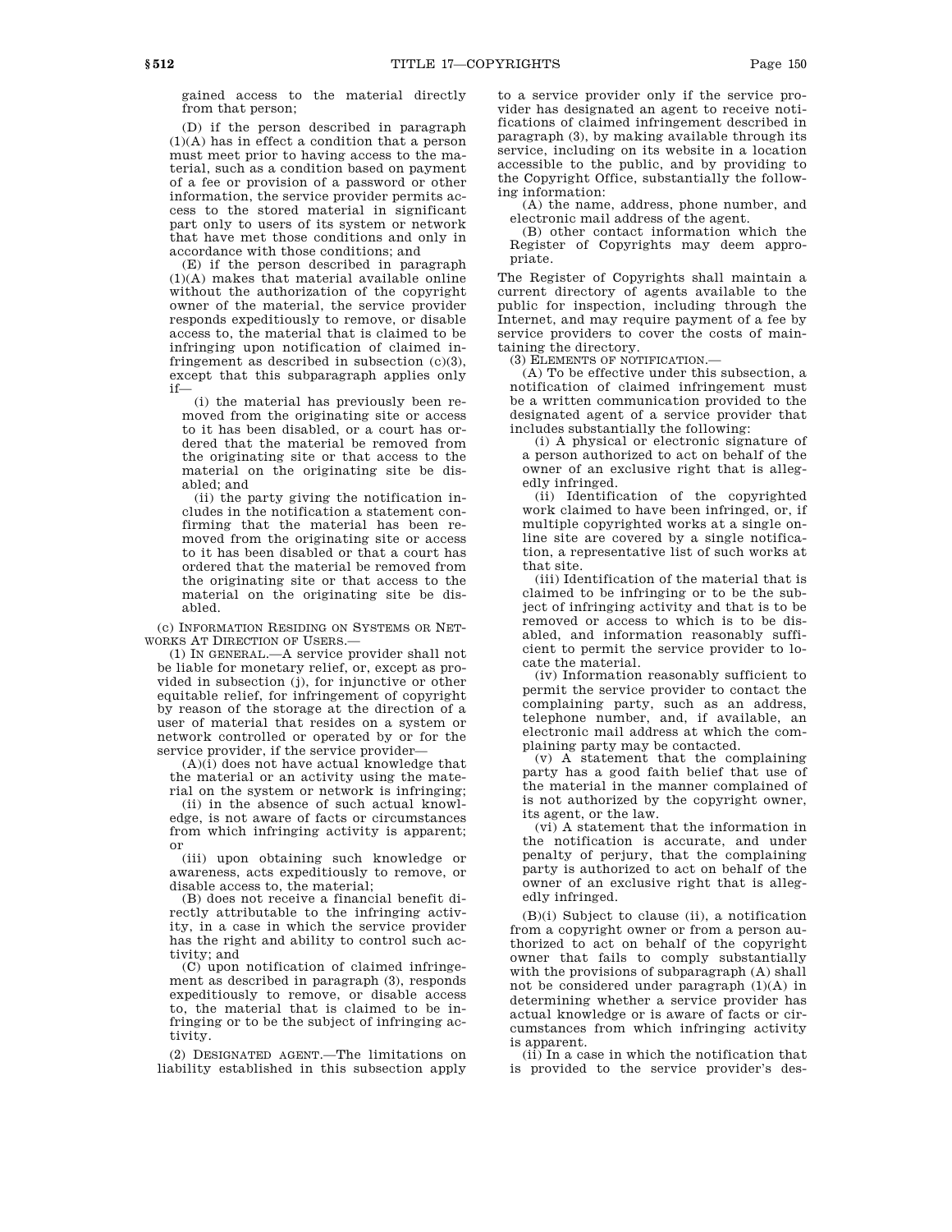gained access to the material directly from that person;

(D) if the person described in paragraph (1)(A) has in effect a condition that a person must meet prior to having access to the material, such as a condition based on payment of a fee or provision of a password or other information, the service provider permits access to the stored material in significant part only to users of its system or network that have met those conditions and only in accordance with those conditions; and

(E) if the person described in paragraph (1)(A) makes that material available online without the authorization of the copyright owner of the material, the service provider responds expeditiously to remove, or disable access to, the material that is claimed to be infringing upon notification of claimed infringement as described in subsection (c)(3), except that this subparagraph applies only if—

(i) the material has previously been removed from the originating site or access to it has been disabled, or a court has ordered that the material be removed from the originating site or that access to the material on the originating site be disabled; and

(ii) the party giving the notification includes in the notification a statement confirming that the material has been removed from the originating site or access to it has been disabled or that a court has ordered that the material be removed from the originating site or that access to the material on the originating site be disabled.

(c) Information Residing on Systems or Networks At Direction of Users.—

(1) In general.—A service provider shall not be liable for monetary relief, or, except as provided in subsection (j), for injunctive or other equitable relief, for infringement of copyright by reason of the storage at the direction of a user of material that resides on a system or network controlled or operated by or for the service provider, if the service provider—

(A)(i) does not have actual knowledge that the material or an activity using the material on the system or network is infringing;

(ii) in the absence of such actual knowledge, is not aware of facts or circumstances from which infringing activity is apparent; or

(iii) upon obtaining such knowledge or awareness, acts expeditiously to remove, or disable access to, the material;

(B) does not receive a financial benefit directly attributable to the infringing activity, in a case in which the service provider has the right and ability to control such activity; and

(C) upon notification of claimed infringement as described in paragraph (3), responds expeditiously to remove, or disable access to, the material that is claimed to be infringing or to be the subject of infringing activity.

(2) Designated agent.—The limitations on liability established in this subsection apply to a service provider only if the service provider has designated an agent to receive notifications of claimed infringement described in paragraph (3), by making available through its service, including on its website in a location accessible to the public, and by providing to the Copyright Office, substantially the following information:

(A) the name, address, phone number, and electronic mail address of the agent.

(B) other contact information which the Register of Copyrights may deem appropriate.

The Register of Copyrights shall maintain a current directory of agents available to the public for inspection, including through the Internet, and may require payment of a fee by service providers to cover the costs of maintaining the directory.

(3) Elements of notification.—

(A) To be effective under this subsection, a notification of claimed infringement must be a written communication provided to the designated agent of a service provider that includes substantially the following:

(i) A physical or electronic signature of a person authorized to act on behalf of the owner of an exclusive right that is allegedly infringed.

(ii) Identification of the copyrighted work claimed to have been infringed, or, if multiple copyrighted works at a single online site are covered by a single notification, a representative list of such works at that site.

(iii) Identification of the material that is claimed to be infringing or to be the subject of infringing activity and that is to be removed or access to which is to be disabled, and information reasonably sufficient to permit the service provider to locate the material.

(iv) Information reasonably sufficient to permit the service provider to contact the complaining party, such as an address, telephone number, and, if available, an electronic mail address at which the complaining party may be contacted.

(v) A statement that the complaining party has a good faith belief that use of the material in the manner complained of is not authorized by the copyright owner, its agent, or the law.

(vi) A statement that the information in the notification is accurate, and under penalty of perjury, that the complaining party is authorized to act on behalf of the owner of an exclusive right that is allegedly infringed.

(B)(i) Subject to clause (ii), a notification from a copyright owner or from a person authorized to act on behalf of the copyright owner that fails to comply substantially with the provisions of subparagraph (A) shall not be considered under paragraph (1)(A) in determining whether a service provider has actual knowledge or is aware of facts or circumstances from which infringing activity is apparent.

(ii) In a case in which the notification that is provided to the service provider's des-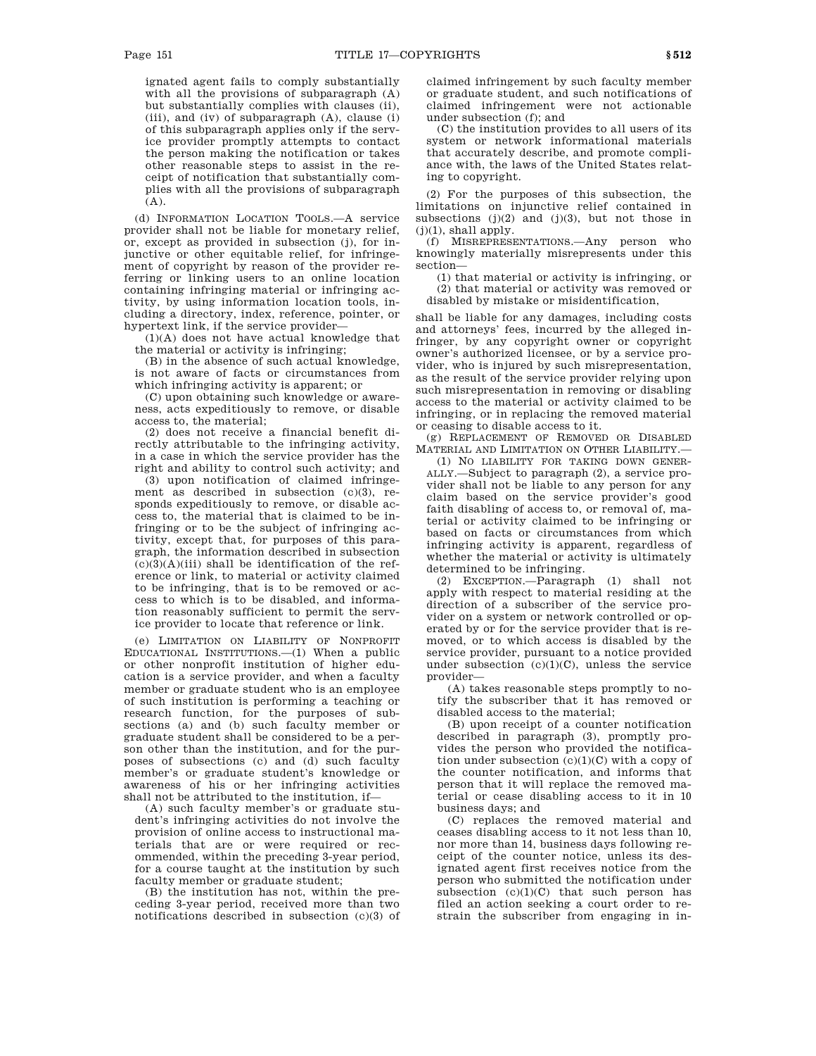ignated agent fails to comply substantially with all the provisions of subparagraph (A) but substantially complies with clauses (ii), (iii), and (iv) of subparagraph (A), clause (i) of this subparagraph applies only if the service provider promptly attempts to contact the person making the notification or takes other reasonable steps to assist in the receipt of notification that substantially complies with all the provisions of subparagraph (A).

(d) INFORMATION LOCATION TOOLS.—A service provider shall not be liable for monetary relief, or, except as provided in subsection (j), for injunctive or other equitable relief, for infringement of copyright by reason of the provider referring or linking users to an online location containing infringing material or infringing activity, by using information location tools, including a directory, index, reference, pointer, or hypertext link, if the service provider—

(1)(A) does not have actual knowledge that the material or activity is infringing;

(B) in the absence of such actual knowledge, is not aware of facts or circumstances from which infringing activity is apparent; or

(C) upon obtaining such knowledge or awareness, acts expeditiously to remove, or disable access to, the material;

(2) does not receive a financial benefit directly attributable to the infringing activity, in a case in which the service provider has the right and ability to control such activity; and

(3) upon notification of claimed infringement as described in subsection (c)(3), responds expeditiously to remove, or disable access to, the material that is claimed to be infringing or to be the subject of infringing activity, except that, for purposes of this paragraph, the information described in subsection (c)(3)(A)(iii) shall be identification of the reference or link, to material or activity claimed to be infringing, that is to be removed or access to which is to be disabled, and information reasonably sufficient to permit the service provider to locate that reference or link.

(e) LIMITATION ON LIABILITY OF NONPROFIT EDUCATIONAL INSTITUTIONS.—(1) When a public or other nonprofit institution of higher education is a service provider, and when a faculty member or graduate student who is an employee of such institution is performing a teaching or research function, for the purposes of subsections (a) and (b) such faculty member or graduate student shall be considered to be a person other than the institution, and for the purposes of subsections (c) and (d) such faculty member's or graduate student's knowledge or awareness of his or her infringing activities shall not be attributed to the institution, if—

(A) such faculty member's or graduate student's infringing activities do not involve the provision of online access to instructional materials that are or were required or recommended, within the preceding 3-year period, for a course taught at the institution by such faculty member or graduate student;

(B) the institution has not, within the preceding 3-year period, received more than two notifications described in subsection (c)(3) of claimed infringement by such faculty member or graduate student, and such notifications of claimed infringement were not actionable under subsection (f); and

(C) the institution provides to all users of its system or network informational materials that accurately describe, and promote compliance with, the laws of the United States relating to copyright.

(2) For the purposes of this subsection, the limitations on injunctive relief contained in subsections (j)(2) and (j)(3), but not those in (j)(1), shall apply.

(f) MISREPRESENTATIONS.—Any person who knowingly materially misrepresents under this section—

(1) that material or activity is infringing, or

(2) that material or activity was removed or disabled by mistake or misidentification,

shall be liable for any damages, including costs and attorneys' fees, incurred by the alleged infringer, by any copyright owner or copyright owner's authorized licensee, or by a service provider, who is injured by such misrepresentation, as the result of the service provider relying upon such misrepresentation in removing or disabling access to the material or activity claimed to be infringing, or in replacing the removed material or ceasing to disable access to it.

(g) REPLACEMENT OF REMOVED OR DISABLED MATERIAL AND LIMITATION ON OTHER LIABILITY.—

(1) NO LIABILITY FOR TAKING DOWN GENERALLY.—Subject to paragraph (2), a service provider shall not be liable to any person for any claim based on the service provider's good faith disabling of access to, or removal of, material or activity claimed to be infringing or based on facts or circumstances from which infringing activity is apparent, regardless of whether the material or activity is ultimately determined to be infringing.

(2) EXCEPTION.—Paragraph (1) shall not apply with respect to material residing at the direction of a subscriber of the service provider on a system or network controlled or operated by or for the service provider that is removed, or to which access is disabled by the service provider, pursuant to a notice provided under subsection (c)(1)(C), unless the service provider—

(A) takes reasonable steps promptly to notify the subscriber that it has removed or disabled access to the material;

(B) upon receipt of a counter notification described in paragraph (3), promptly provides the person who provided the notification under subsection (c)(1)(C) with a copy of the counter notification, and informs that person that it will replace the removed material or cease disabling access to it in 10 business days; and

(C) replaces the removed material and ceases disabling access to it not less than 10, nor more than 14, business days following receipt of the counter notice, unless its designated agent first receives notice from the person who submitted the notification under subsection (c)(1)(C) that such person has filed an action seeking a court order to restrain the subscriber from engaging in in-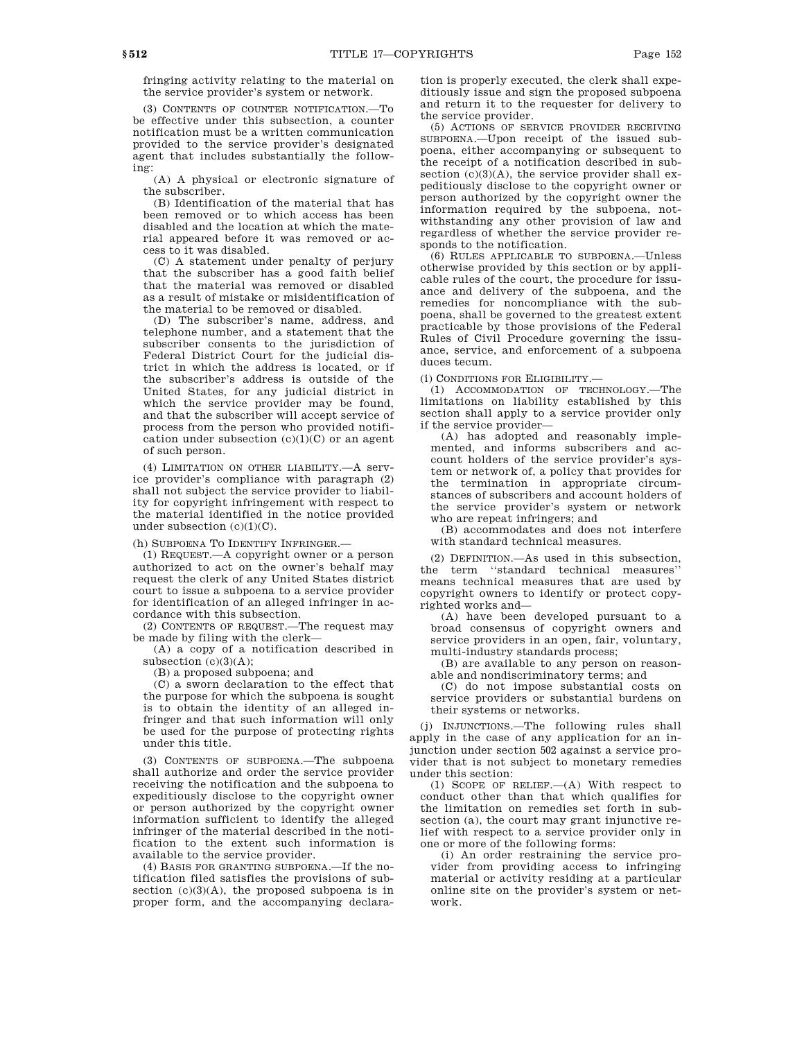fringing activity relating to the material on the service provider's system or network.

(3) CONTENTS OF COUNTER NOTIFICATION.—To be effective under this subsection, a counter notification must be a written communication provided to the service provider's designated agent that includes substantially the following:

(A) A physical or electronic signature of the subscriber.

(B) Identification of the material that has been removed or to which access has been disabled and the location at which the material appeared before it was removed or access to it was disabled.

(C) A statement under penalty of perjury that the subscriber has a good faith belief that the material was removed or disabled as a result of mistake or misidentification of the material to be removed or disabled.

(D) The subscriber's name, address, and telephone number, and a statement that the subscriber consents to the jurisdiction of Federal District Court for the judicial district in which the address is located, or if the subscriber's address is outside of the United States, for any judicial district in which the service provider may be found, and that the subscriber will accept service of process from the person who provided notification under subsection (c)(1)(C) or an agent of such person.

(4) LIMITATION ON OTHER LIABILITY.—A service provider's compliance with paragraph (2) shall not subject the service provider to liability for copyright infringement with respect to the material identified in the notice provided under subsection (c)(1)(C).

(h) SUBPOENA TO IDENTIFY INFRINGER.—

(1) REQUEST.—A copyright owner or a person authorized to act on the owner's behalf may request the clerk of any United States district court to issue a subpoena to a service provider for identification of an alleged infringer in accordance with this subsection.

(2) CONTENTS OF REQUEST.—The request may be made by filing with the clerk—

(A) a copy of a notification described in subsection (c)(3)(A);

(B) a proposed subpoena; and

(C) a sworn declaration to the effect that the purpose for which the subpoena is sought is to obtain the identity of an alleged infringer and that such information will only be used for the purpose of protecting rights under this title.

(3) CONTENTS OF SUBPOENA.—The subpoena shall authorize and order the service provider receiving the notification and the subpoena to expeditiously disclose to the copyright owner or person authorized by the copyright owner information sufficient to identify the alleged infringer of the material described in the notification to the extent such information is available to the service provider.

(4) BASIS FOR GRANTING SUBPOENA.—If the notification filed satisfies the provisions of subsection (c)(3)(A), the proposed subpoena is in proper form, and the accompanying declaration is properly executed, the clerk shall expeditiously issue and sign the proposed subpoena and return it to the requester for delivery to the service provider.

(5) ACTIONS OF SERVICE PROVIDER RECEIVING SUBPOENA.—Upon receipt of the issued subpoena, either accompanying or subsequent to the receipt of a notification described in subsection (c)(3)(A), the service provider shall expeditiously disclose to the copyright owner or person authorized by the copyright owner the information required by the subpoena, notwithstanding any other provision of law and regardless of whether the service provider responds to the notification.

(6) RULES APPLICABLE TO SUBPOENA.—Unless otherwise provided by this section or by applicable rules of the court, the procedure for issuance and delivery of the subpoena, and the remedies for noncompliance with the subpoena, shall be governed to the greatest extent practicable by those provisions of the Federal Rules of Civil Procedure governing the issuance, service, and enforcement of a subpoena duces tecum.

(i) CONDITIONS FOR ELIGIBILITY.—

(1) ACCOMMODATION OF TECHNOLOGY.—The limitations on liability established by this section shall apply to a service provider only if the service provider—

(A) has adopted and reasonably implemented, and informs subscribers and account holders of the service provider's system or network of, a policy that provides for the termination in appropriate circumstances of subscribers and account holders of the service provider's system or network who are repeat infringers; and

(B) accommodates and does not interfere with standard technical measures.

(2) DEFINITION.—As used in this subsection, the term "standard technical measures" means technical measures that are used by copyright owners to identify or protect copyrighted works and—

(A) have been developed pursuant to a broad consensus of copyright owners and service providers in an open, fair, voluntary, multi-industry standards process;

(B) are available to any person on reasonable and nondiscriminatory terms; and

(C) do not impose substantial costs on service providers or substantial burdens on their systems or networks.

(j) INJUNCTIONS.—The following rules shall apply in the case of any application for an injunction under section 502 against a service provider that is not subject to monetary remedies under this section:

(1) SCOPE OF RELIEF.—(A) With respect to conduct other than that which qualifies for the limitation on remedies set forth in subsection (a), the court may grant injunctive relief with respect to a service provider only in one or more of the following forms:

(i) An order restraining the service provider from providing access to infringing material or activity residing at a particular online site on the provider's system or network.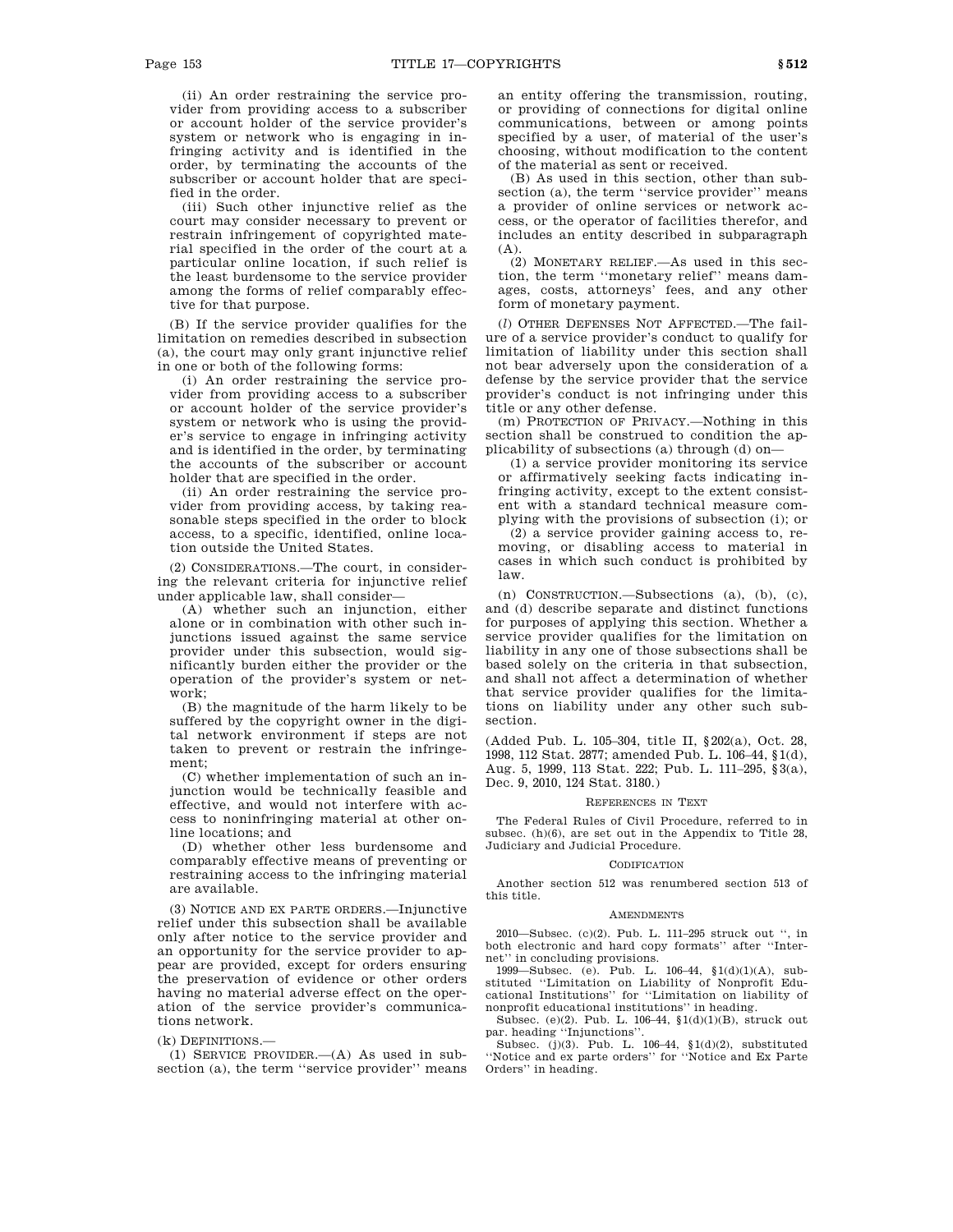(ii) An order restraining the service provider from providing access to a subscriber or account holder of the service provider's system or network who is engaging in infringing activity and is identified in the order, by terminating the accounts of the subscriber or account holder that are specified in the order.

(iii) Such other injunctive relief as the court may consider necessary to prevent or restrain infringement of copyrighted material specified in the order of the court at a particular online location, if such relief is the least burdensome to the service provider among the forms of relief comparably effective for that purpose.

(B) If the service provider qualifies for the limitation on remedies described in subsection (a), the court may only grant injunctive relief in one or both of the following forms:

(i) An order restraining the service provider from providing access to a subscriber or account holder of the service provider's system or network who is using the provider's service to engage in infringing activity and is identified in the order, by terminating the accounts of the subscriber or account holder that are specified in the order.

(ii) An order restraining the service provider from providing access, by taking reasonable steps specified in the order to block access, to a specific, identified, online location outside the United States.

(2) CONSIDERATIONS.—The court, in considering the relevant criteria for injunctive relief under applicable law, shall consider—

(A) whether such an injunction, either alone or in combination with other such injunctions issued against the same service provider under this subsection, would significantly burden either the provider or the operation of the provider's system or network;

(B) the magnitude of the harm likely to be suffered by the copyright owner in the digital network environment if steps are not taken to prevent or restrain the infringement;

(C) whether implementation of such an injunction would be technically feasible and effective, and would not interfere with access to noninfringing material at other online locations; and

(D) whether other less burdensome and comparably effective means of preventing or restraining access to the infringing material are available.

(3) NOTICE AND EX PARTE ORDERS.—Injunctive relief under this subsection shall be available only after notice to the service provider and an opportunity for the service provider to appear are provided, except for orders ensuring the preservation of evidence or other orders having no material adverse effect on the operation of the service provider's communications network.

(k) DEFINITIONS.—

(1) SERVICE PROVIDER.—(A) As used in subsection (a), the term ''service provider'' means an entity offering the transmission, routing, or providing of connections for digital online communications, between or among points specified by a user, of material of the user's choosing, without modification to the content of the material as sent or received.

(B) As used in this section, other than subsection (a), the term ''service provider'' means a provider of online services or network access, or the operator of facilities therefor, and includes an entity described in subparagraph (A).

(2) MONETARY RELIEF.—As used in this section, the term ''monetary relief'' means damages, costs, attorneys' fees, and any other form of monetary payment.

(*l*) OTHER DEFENSES NOT AFFECTED.—The failure of a service provider's conduct to qualify for limitation of liability under this section shall not bear adversely upon the consideration of a defense by the service provider that the service provider's conduct is not infringing under this title or any other defense.

(m) PROTECTION OF PRIVACY.—Nothing in this section shall be construed to condition the applicability of subsections (a) through (d) on—

(1) a service provider monitoring its service or affirmatively seeking facts indicating infringing activity, except to the extent consistent with a standard technical measure complying with the provisions of subsection (i); or

(2) a service provider gaining access to, removing, or disabling access to material in cases in which such conduct is prohibited by law.

(n) CONSTRUCTION.—Subsections (a), (b), (c), and (d) describe separate and distinct functions for purposes of applying this section. Whether a service provider qualifies for the limitation on liability in any one of those subsections shall be based solely on the criteria in that subsection, and shall not affect a determination of whether that service provider qualifies for the limitations on liability under any other such subsection.

(Added Pub. L. 105–304, title II, §202(a), Oct. 28, 1998, 112 Stat. 2877; amended Pub. L. 106–44, §1(d), Aug. 5, 1999, 113 Stat. 222; Pub. L. 111–295, §3(a), Dec. 9, 2010, 124 Stat. 3180.)

REFERENCES IN TEXT

The Federal Rules of Civil Procedure, referred to in subsec. (h)(6), are set out in the Appendix to Title 28, Judiciary and Judicial Procedure.

CODIFICATION

Another section 512 was renumbered section 513 of this title.

AMENDMENTS

2010—Subsec. (c)(2). Pub. L. 111–295 struck out '', in both electronic and hard copy formats'' after ''Internet'' in concluding provisions.

1999—Subsec. (e). Pub. L. 106–44, §1(d)(1)(A), substituted ''Limitation on Liability of Nonprofit Educational Institutions'' for ''Limitation on liability of nonprofit educational institutions'' in heading.

Subsec. (e)(2). Pub. L. 106–44, §1(d)(1)(B), struck out par. heading ''Injunctions''.

Subsec. (j)(3). Pub. L. 106–44, §1(d)(2), substituted ''Notice and ex parte orders'' for ''Notice and Ex Parte Orders'' in heading.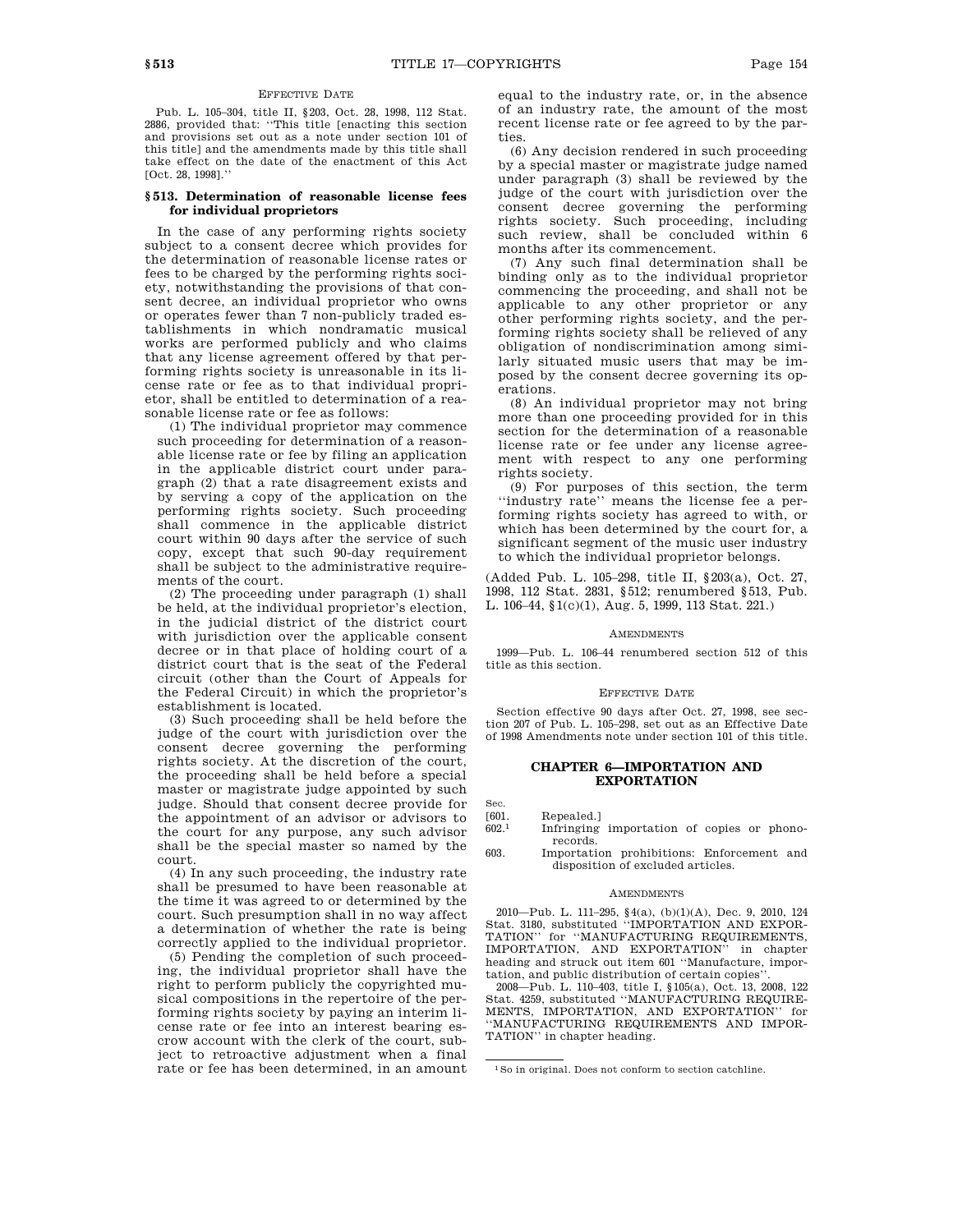EFFECTIVE DATE

Pub. L. 105–304, title II, §203, Oct. 28, 1998, 112 Stat. 2886, provided that: ''This title [enacting this section and provisions set out as a note under section 101 of this title] and the amendments made by this title shall take effect on the date of the enactment of this Act [Oct. 28, 1998].''

### §513. Determination of reasonable license fees for individual proprietors

In the case of any performing rights society subject to a consent decree which provides for the determination of reasonable license rates or fees to be charged by the performing rights society, notwithstanding the provisions of that consent decree, an individual proprietor who owns or operates fewer than 7 non-publicly traded establishments in which nondramatic musical works are performed publicly and who claims that any license agreement offered by that performing rights society is unreasonable in its license rate or fee as to that individual proprietor, shall be entitled to determination of a reasonable license rate or fee as follows:

(1) The individual proprietor may commence such proceeding for determination of a reasonable license rate or fee by filing an application in the applicable district court under paragraph (2) that a rate disagreement exists and by serving a copy of the application on the performing rights society. Such proceeding shall commence in the applicable district court within 90 days after the service of such copy, except that such 90-day requirement shall be subject to the administrative requirements of the court.

(2) The proceeding under paragraph (1) shall be held, at the individual proprietor's election, in the judicial district of the district court with jurisdiction over the applicable consent decree or in that place of holding court of a district court that is the seat of the Federal circuit (other than the Court of Appeals for the Federal Circuit) in which the proprietor's establishment is located.

(3) Such proceeding shall be held before the judge of the court with jurisdiction over the consent decree governing the performing rights society. At the discretion of the court, the proceeding shall be held before a special master or magistrate judge appointed by such judge. Should that consent decree provide for the appointment of an advisor or advisors to the court for any purpose, any such advisor shall be the special master so named by the court.

(4) In any such proceeding, the industry rate shall be presumed to have been reasonable at the time it was agreed to or determined by the court. Such presumption shall in no way affect a determination of whether the rate is being correctly applied to the individual proprietor.

(5) Pending the completion of such proceeding, the individual proprietor shall have the right to perform publicly the copyrighted musical compositions in the repertoire of the performing rights society by paying an interim license rate or fee into an interest bearing escrow account with the clerk of the court, subject to retroactive adjustment when a final rate or fee has been determined, in an amount equal to the industry rate, or, in the absence of an industry rate, the amount of the most recent license rate or fee agreed to by the parties.

(6) Any decision rendered in such proceeding by a special master or magistrate judge named under paragraph (3) shall be reviewed by the judge of the court with jurisdiction over the consent decree governing the performing rights society. Such proceeding, including such review, shall be concluded within 6 months after its commencement.

(7) Any such final determination shall be binding only as to the individual proprietor commencing the proceeding, and shall not be applicable to any other proprietor or any other performing rights society, and the performing rights society shall be relieved of any obligation of nondiscrimination among similarly situated music users that may be imposed by the consent decree governing its operations.

(8) An individual proprietor may not bring more than one proceeding provided for in this section for the determination of a reasonable license rate or fee under any license agreement with respect to any one performing rights society.

(9) For purposes of this section, the term ''industry rate'' means the license fee a performing rights society has agreed to with, or which has been determined by the court for, a significant segment of the music user industry to which the individual proprietor belongs.

(Added Pub. L. 105–298, title II, §203(a), Oct. 27, 1998, 112 Stat. 2831, §512; renumbered §513, Pub. L. 106–44, §1(c)(1), Aug. 5, 1999, 113 Stat. 221.)

AMENDMENTS

1999—Pub. L. 106–44 renumbered section 512 of this title as this section.

EFFECTIVE DATE

Section effective 90 days after Oct. 27, 1998, see section 207 of Pub. L. 105–298, set out as an Effective Date of 1998 Amendments note under section 101 of this title.

## CHAPTER 6—IMPORTATION AND EXPORTATION

| Sec. | |
|---|---|
| [601. | Repealed.] |
| 602.[1] | Infringing importation of copies or phonorecords. |
| 603. | Importation prohibitions: Enforcement and disposition of excluded articles. |

AMENDMENTS

2010—Pub. L. 111–295, §4(a), (b)(1)(A), Dec. 9, 2010, 124 Stat. 3180, substituted ''IMPORTATION AND EXPORTATION'' for ''MANUFACTURING REQUIREMENTS, IMPORTATION, AND EXPORTATION'' in chapter heading and struck out item 601 ''Manufacture, importation, and public distribution of certain copies''.

2008—Pub. L. 110–403, title I, §105(a), Oct. 13, 2008, 122 Stat. 4259, substituted ''MANUFACTURING REQUIREMENTS, IMPORTATION, AND EXPORTATION'' for ''MANUFACTURING REQUIREMENTS AND IMPORTATION'' in chapter heading.

[1] So in original. Does not conform to section catchline.